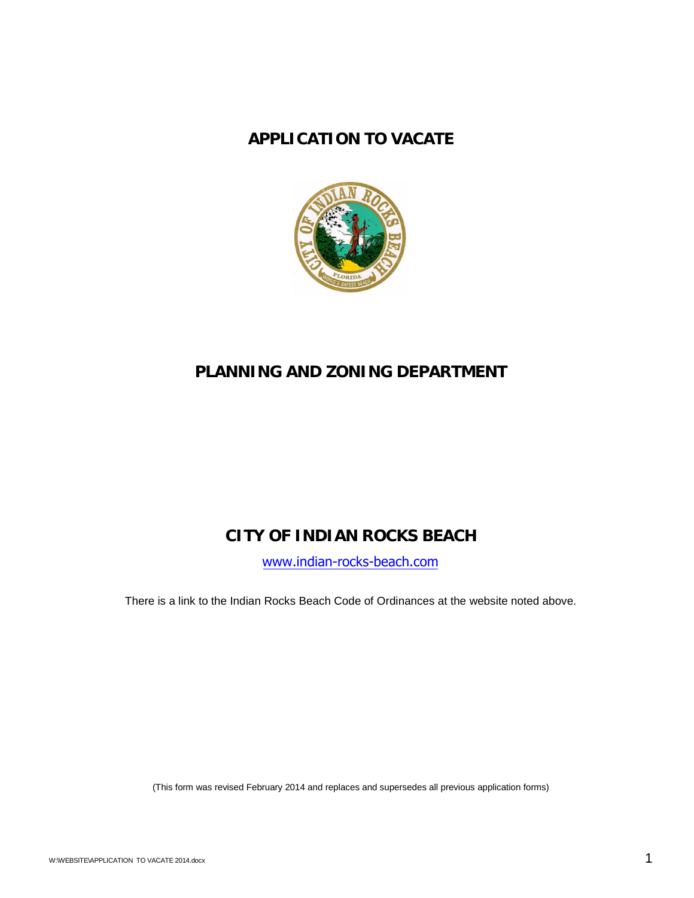# APPLICATION TO VACATE

## PLANNING AND ZONING DEPARTMENT

## CITY OF INDIAN ROCKS BEACH

www.indian-rocks-beach.com

There is a link to the Indian Rocks Beach Code of Ordinances at the website noted above.

(This form was revised February 2014 and replaces and supersedes all previous application forms)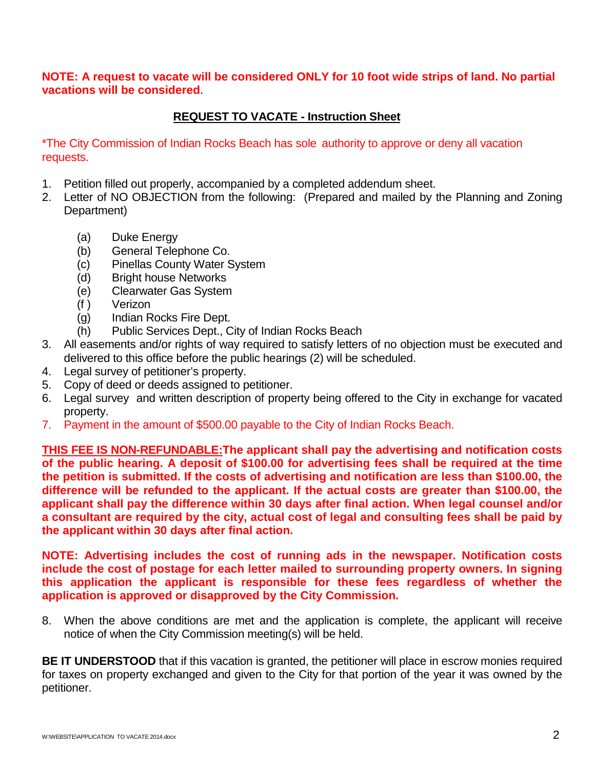**NOTE: A request to vacate will be considered ONLY for 10 foot wide strips of land. No partial vacations will be considered**.

## REQUEST TO VACATE - Instruction Sheet

*The City Commission of Indian Rocks Beach has sole authority to approve or deny all vacation requests.

1. Petition filled out properly, accompanied by a completed addendum sheet.
2. Letter of NO OBJECTION from the following: (Prepared and mailed by the Planning and Zoning Department)

   (a) Duke Energy
   (b) General Telephone Co.
   (c) Pinellas County Water System
   (d) Bright house Networks
   (e) Clearwater Gas System
   (f ) Verizon
   (g) Indian Rocks Fire Dept.
   (h) Public Services Dept., City of Indian Rocks Beach
3. All easements and/or rights of way required to satisfy letters of no objection must be executed and delivered to this office before the public hearings (2) will be scheduled.
4. Legal survey of petitioner's property.
5. Copy of deed or deeds assigned to petitioner.
6. Legal survey and written description of property being offered to the City in exchange for vacated property.
7. Payment in the amount of $500.00 payable to the City of Indian Rocks Beach.

**THIS FEE IS NON-REFUNDABLE:The applicant shall pay the advertising and notification costs of the public hearing. A deposit of $100.00 for advertising fees shall be required at the time the petition is submitted. If the costs of advertising and notification are less than $100.00, the difference will be refunded to the applicant. If the actual costs are greater than $100.00, the applicant shall pay the difference within 30 days after final action. When legal counsel and/or a consultant are required by the city, actual cost of legal and consulting fees shall be paid by the applicant within 30 days after final action.**

**NOTE: Advertising includes the cost of running ads in the newspaper. Notification costs include the cost of postage for each letter mailed to surrounding property owners. In signing this application the applicant is responsible for these fees regardless of whether the application is approved or disapproved by the City Commission.**

8. When the above conditions are met and the application is complete, the applicant will receive notice of when the City Commission meeting(s) will be held.

**BE IT UNDERSTOOD** that if this vacation is granted, the petitioner will place in escrow monies required for taxes on property exchanged and given to the City for that portion of the year it was owned by the petitioner.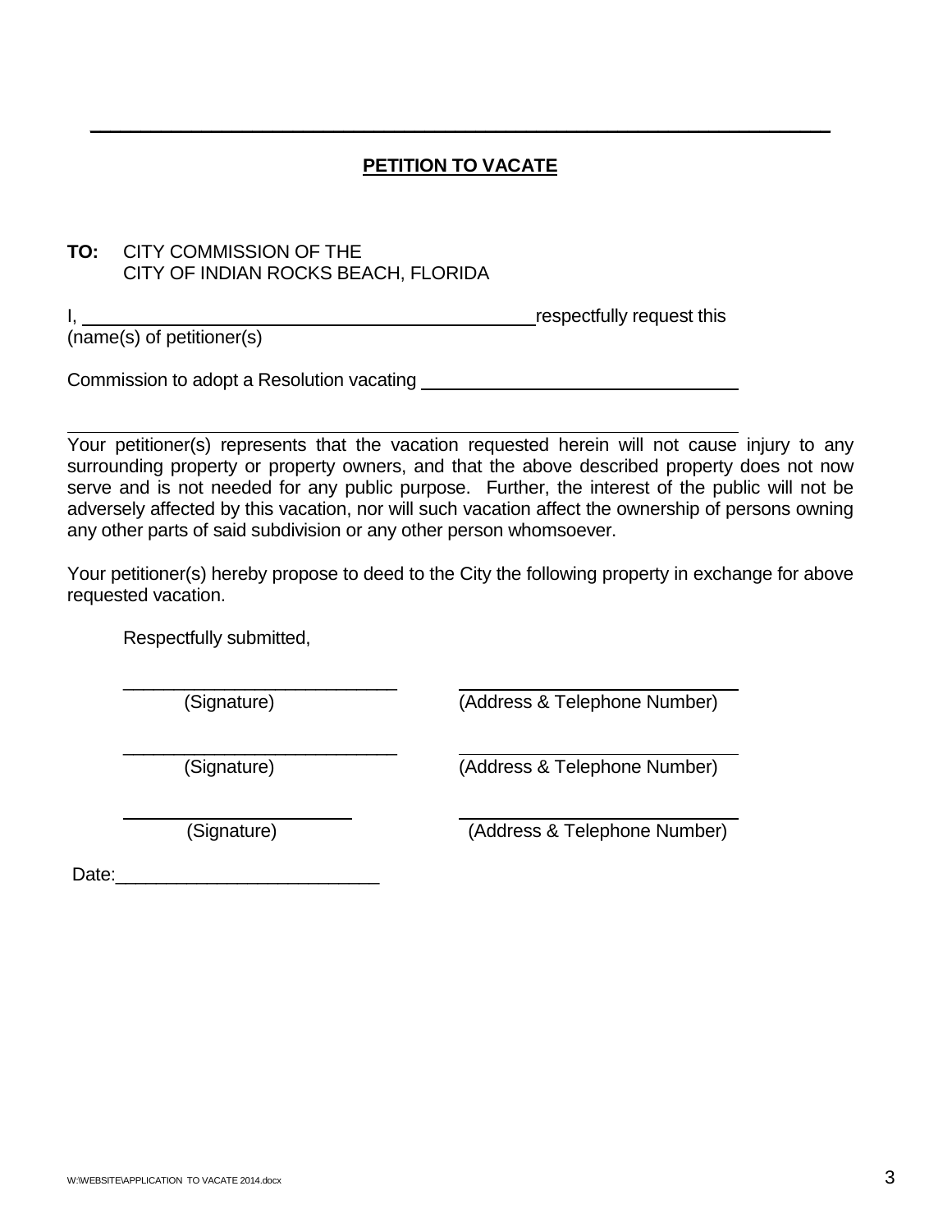## PETITION TO VACATE

**TO:** CITY COMMISSION OF THE
CITY OF INDIAN ROCKS BEACH, FLORIDA

I, ______________________________________________ respectfully request this
(name(s) of petitioner(s)

Commission to adopt a Resolution vacating ________________________________

______________________________________________________________________

Your petitioner(s) represents that the vacation requested herein will not cause injury to any surrounding property or property owners, and that the above described property does not now serve and is not needed for any public purpose. Further, the interest of the public will not be adversely affected by this vacation, nor will such vacation affect the ownership of persons owning any other parts of said subdivision or any other person whomsoever.

Your petitioner(s) hereby propose to deed to the City the following property in exchange for above requested vacation.

Respectfully submitted,

___________________________ ___________________________
(Signature) (Address & Telephone Number)

___________________________ ___________________________
(Signature) (Address & Telephone Number)

___________________________ ___________________________
(Signature) (Address & Telephone Number)

Date:_________________________

W:\WEBSITE\APPLICATION TO VACATE 2014.docx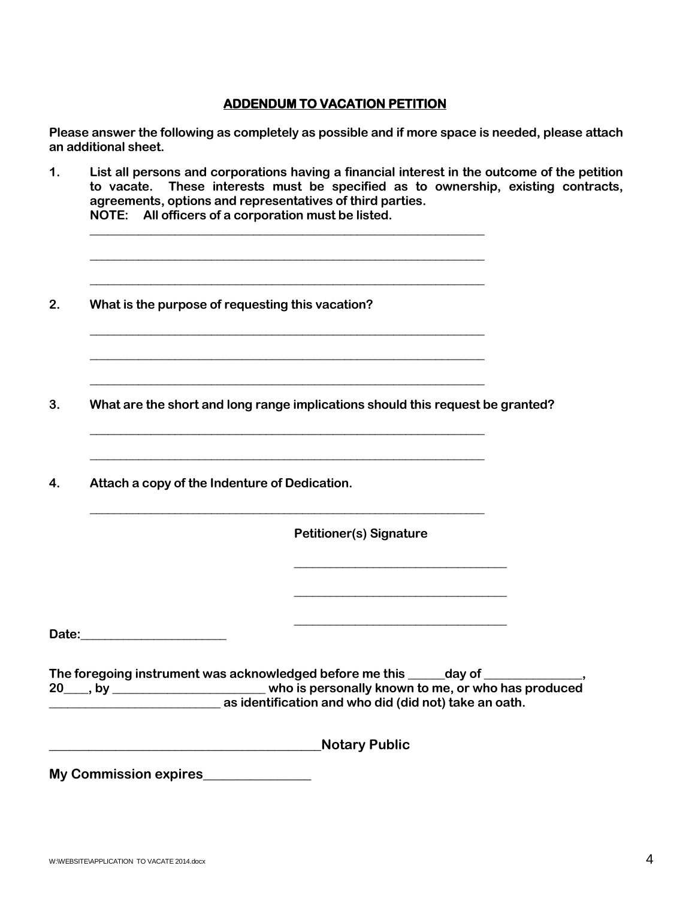## ADDENDUM TO VACATION PETITION

**Please answer the following as completely as possible and if more space is needed, please attach an additional sheet.**

**1. List all persons and corporations having a financial interest in the outcome of the petition to vacate. These interests must be specified as to ownership, existing contracts, agreements, options and representatives of third parties.**
**NOTE: All officers of a corporation must be listed.**

_______________________________________________________________

_______________________________________________________________

_______________________________________________________________

**2. What is the purpose of requesting this vacation?**

_______________________________________________________________

_______________________________________________________________

_______________________________________________________________

**3. What are the short and long range implications should this request be granted?**

_______________________________________________________________

_______________________________________________________________

**4. Attach a copy of the Indenture of Dedication.**

_______________________________________________________________

**Petitioner(s) Signature**

__________________________________

__________________________________

__________________________________

**Date:______________________**

**The foregoing instrument was acknowledged before me this _____day of ______________, 20___, by ______________________ who is personally known to me, or who has produced _________________________ as identification and who did (did not) take an oath.**

_________________________________________**Notary Public**

**My Commission expires_______________**

W:\WEBSITE\APPLICATION TO VACATE 2014.docx